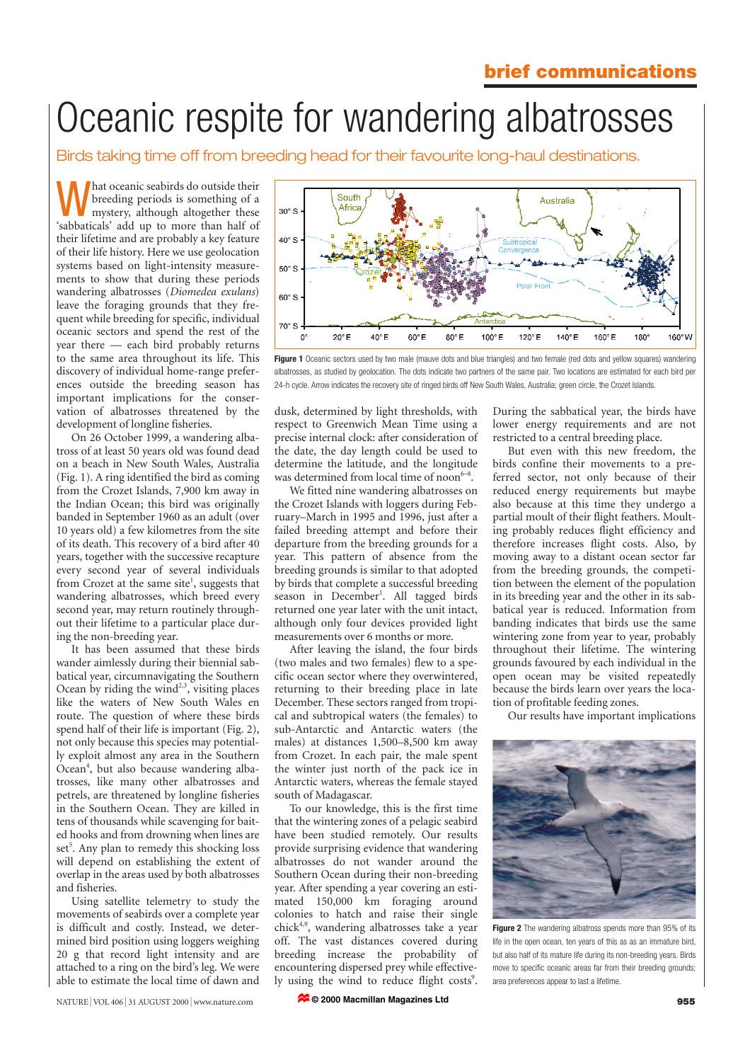# Oceanic respite for wandering albatrosses

Birds taking time off from breeding head for their favourite long-haul destinations.

What oceanic seabirds do outside their breeding periods is something of a mystery, although altogether these 'sabbaticals' add up to more than half of their lifetime and are probably a key feature of their life history. Here we use geolocation systems based on light-intensity measurements to show that during these periods wandering albatrosses (*Diomedea exulans*) leave the foraging grounds that they frequent while breeding for specific, individual oceanic sectors and spend the rest of the year there — each bird probably returns to the same area throughout its life. This discovery of individual home-range preferences outside the breeding season has important implications for the conservation of albatrosses threatened by the development of longline fisheries.

On 26 October 1999, a wandering albatross of at least 50 years old was found dead on a beach in New South Wales, Australia (Fig. 1). A ring identified the bird as coming from the Crozet Islands, 7,900 km away in the Indian Ocean; this bird was originally banded in September 1960 as an adult (over 10 years old) a few kilometres from the site of its death. This recovery of a bird after 40 years, together with the successive recapture every second year of several individuals from Crozet at the same site[1], suggests that wandering albatrosses, which breed every second year, may return routinely throughout their lifetime to a particular place during the non-breeding year.

It has been assumed that these birds wander aimlessly during their biennial sabbatical year, circumnavigating the Southern Ocean by riding the wind[2,3], visiting places like the waters of New South Wales en route. The question of where these birds spend half of their life is important (Fig. 2), not only because this species may potentially exploit almost any area in the Southern Ocean[4], but also because wandering albatrosses, like many other albatrosses and petrels, are threatened by longline fisheries in the Southern Ocean. They are killed in tens of thousands while scavenging for baited hooks and from drowning when lines are set[5]. Any plan to remedy this shocking loss will depend on establishing the extent of overlap in the areas used by both albatrosses and fisheries.

Using satellite telemetry to study the movements of seabirds over a complete year is difficult and costly. Instead, we determined bird position using loggers weighing 20 g that record light intensity and are attached to a ring on the bird's leg. We were able to estimate the local time of dawn and dusk, determined by light thresholds, with respect to Greenwich Mean Time using a precise internal clock: after consideration of the date, the day length could be used to determine the latitude, and the longitude was determined from local time of noon[6–8].

South Africa
Australia
Subtropical Convergence
Crozet
Polar Front
Antarctica
30° S
40° S
50° S
60° S
70° S
0°
20° E
40° E
60° E
80° E
100° E
120° E
140° E
160° E
180°
160° W

**Figure 1** Oceanic sectors used by two male (mauve dots and blue triangles) and two female (red dots and yellow squares) wandering albatrosses, as studied by geolocation. The dots indicate two partners of the same pair. Two locations are estimated for each bird per 24-h cycle. Arrow indicates the recovery site of ringed birds off New South Wales, Australia; green circle, the Crozet Islands.

We fitted nine wandering albatrosses on the Crozet Islands with loggers during February–March in 1995 and 1996, just after a failed breeding attempt and before their departure from the breeding grounds for a year. This pattern of absence from the breeding grounds is similar to that adopted by birds that complete a successful breeding season in December[1]. All tagged birds returned one year later with the unit intact, although only four devices provided light measurements over 6 months or more.

After leaving the island, the four birds (two males and two females) flew to a specific ocean sector where they overwintered, returning to their breeding place in late December. These sectors ranged from tropical and subtropical waters (the females) to sub-Antarctic and Antarctic waters (the males) at distances 1,500–8,500 km away from Crozet. In each pair, the male spent the winter just north of the pack ice in Antarctic waters, whereas the female stayed south of Madagascar.

To our knowledge, this is the first time that the wintering zones of a pelagic seabird have been studied remotely. Our results provide surprising evidence that wandering albatrosses do not wander around the Southern Ocean during their non-breeding year. After spending a year covering an estimated 150,000 km foraging around colonies to hatch and raise their single chick[4,9], wandering albatrosses take a year off. The vast distances covered during breeding increase the probability of encountering dispersed prey while effectively using the wind to reduce flight costs[9]. During the sabbatical year, the birds have lower energy requirements and are not restricted to a central breeding place.

But even with this new freedom, the birds confine their movements to a preferred sector, not only because of their reduced energy requirements but maybe also because at this time they undergo a partial moult of their flight feathers. Moulting probably reduces flight efficiency and therefore increases flight costs. Also, by moving away to a distant ocean sector far from the breeding grounds, the competition between the element of the population in its breeding year and the other in its sabbatical year is reduced. Information from banding indicates that birds use the same wintering zone from year to year, probably throughout their lifetime. The wintering grounds favoured by each individual in the open ocean may be visited repeatedly because the birds learn over years the location of profitable feeding zones.

Our results have important implications

**Figure 2** The wandering albatross spends more than 95% of its life in the open ocean, ten years of this as an immature bird, but also half of its mature life during its non-breeding years. Birds move to specific oceanic areas far from their breeding grounds; area preferences appear to last a lifetime.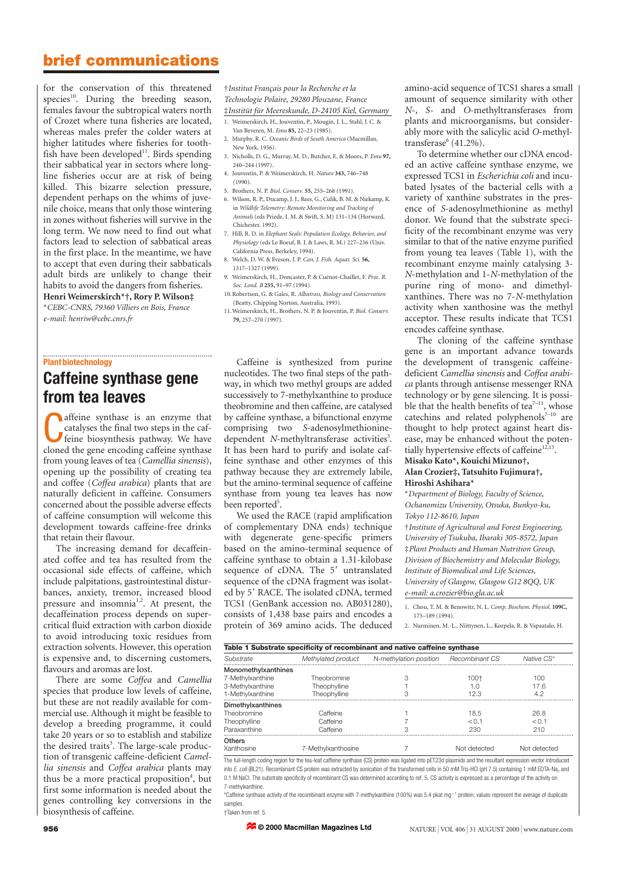for the conservation of this threatened species[10]. During the breeding season, females favour the subtropical waters north of Crozet where tuna fisheries are located, whereas males prefer the colder waters at higher latitudes where fisheries for toothfish have been developed[11]. Birds spending their sabbatical year in sectors where longline fisheries occur are at risk of being killed. This bizarre selection pressure, dependent perhaps on the whims of juvenile choice, means that only those wintering in zones without fisheries will survive in the long term. We now need to find out what factors lead to selection of sabbatical areas in the first place. In the meantime, we have to accept that even during their sabbaticals adult birds are unlikely to change their habits to avoid the dangers from fisheries.

**Henri Weimerskirch*†, Rory P. Wilson‡**

*\*CEBC-CNRS, 79360 Villiers en Bois, France*
*e-mail: henriw@cebc.cnrs.fr*

*†Institut Français pour la Recherche et la Technologie Polaire, 29280 Plouzane, France*
*‡Institüt für Meereskunde, D-24105 Kiel, Germany*

1. Weimerskirch, H., Jouventin, P., Mougin, J. L., Stahl, J. C. & Van Beveren, M. *Emu* **85,** 22–23 (1985).
2. Murphy, R. C. *Oceanic Birds of South America* (Macmillan, New York, 1936).
3. Nicholls, D. G., Murray, M. D., Butcher, E. & Moors, P. *Emu* **97,** 240–244 (1997).
4. Jouventin, P. & Weimerskirch, H. *Nature* **343,** 746–748 (1990).
5. Brothers, N. P. *Biol. Conserv.* **55,** 255–268 (1991).
6. Wilson, R. P., Ducamp, J. J., Rees, G., Culik, B. M. & Niekamp, K. in *Wildlife Telemetry: Remote Monitoring and Tracking of Animals* (eds Priede, I. M. & Swift, S. M) 131–134 (Horward, Chichester, 1992).
7. Hill, R. D. in *Elephant Seals: Population Ecology, Behavior, and Physiology* (eds Le Boeuf, B. J. & Laws, R. M.) 227–236 (Univ. California Press, Berkeley, 1994).
8. Welch, D. W. & Eveson, J. P. *Can. J. Fish. Aquat. Sci.* **56,** 1317–1327 (1999).
9. Weimerskirch, H., Doncaster, P. & Cuénot-Chaillet, F. *Proc. R. Soc. Lond. B* **255,** 91–97 (1994).
10. Robertson, G. & Gales, R. *Albatross, Biology and Conservation* (Beatty, Chipping Norton, Australia, 1993).
11. Weimerskirch, H., Brothers, N. P. & Jouventin, P. *Biol. Conserv.* **79,** 257–270 (1997).

**Plant biotechnology**

# Caffeine synthase gene from tea leaves

Caffeine synthase is an enzyme that catalyses the final two steps in the caffeine biosynthesis pathway. We have cloned the gene encoding caffeine synthase from young leaves of tea (*Camellia sinensis*), opening up the possibility of creating tea and coffee (*Coffea arabica*) plants that are naturally deficient in caffeine. Consumers concerned about the possible adverse effects of caffeine consumption will welcome this development towards caffeine-free drinks that retain their flavour.

The increasing demand for decaffeinated coffee and tea has resulted from the occasional side effects of caffeine, which include palpitations, gastrointestinal disturbances, anxiety, tremor, increased blood pressure and insomnia[1,2]. At present, the decaffeination process depends on supercritical fluid extraction with carbon dioxide to avoid introducing toxic residues from extraction solvents. However, this operation is expensive and, to discerning customers, flavours and aromas are lost.

There are some *Coffea* and *Camellia* species that produce low levels of caffeine, but these are not readily available for commercial use. Although it might be feasible to develop a breeding programme, it could take 20 years or so to establish and stabilize the desired traits[3]. The large-scale production of transgenic caffeine-deficient *Camellia sinensis* and *Coffea arabica* plants may thus be a more practical proposition[4], but first some information is needed about the genes controlling key conversions in the biosynthesis of caffeine.

Caffeine is synthesized from purine nucleotides. The two final steps of the pathway, in which two methyl groups are added successively to 7-methylxanthine to produce theobromine and then caffeine, are catalysed by caffeine synthase, a bifunctional enzyme comprising two *S*-adenosylmethionine-dependent *N*-methyltransferase activities[3]. It has been hard to purify and isolate caffeine synthase and other enzymes of this pathway because they are extremely labile, but the amino-terminal sequence of caffeine synthase from young tea leaves has now been reported[5].

We used the RACE (rapid amplification of complementary DNA ends) technique with degenerate gene-specific primers based on the amino-terminal sequence of caffeine synthase to obtain a 1.31-kilobase sequence of cDNA. The 5′ untranslated sequence of the cDNA fragment was isolated by 5′ RACE. The isolated cDNA, termed TCS1 (GenBank accession no. AB031280), consists of 1,438 base pairs and encodes a protein of 369 amino acids. The deduced amino-acid sequence of TCS1 shares a small amount of sequence similarity with other *N*-, *S*- and *O*-methyltransferases from plants and microorganisms, but considerably more with the salicylic acid *O*-methyltransferase[6] (41.2%).

To determine whether our cDNA encoded an active caffeine synthase enzyme, we expressed TCS1 in *Escherichia coli* and incubated lysates of the bacterial cells with a variety of xanthine substrates in the presence of *S*-adenosylmethionine as methyl donor. We found that the substrate specificity of the recombinant enzyme was very similar to that of the native enzyme purified from young tea leaves (Table 1), with the recombinant enzyme mainly catalysing 3-*N*-methylation and 1-*N*-methylation of the purine ring of mono- and dimethylxanthines. There was no 7-*N*-methylation activity when xanthosine was the methyl acceptor. These results indicate that TCS1 encodes caffeine synthase.

The cloning of the caffeine synthase gene is an important advance towards the development of transgenic caffeine-deficient *Camellia sinensis* and *Coffea arabica* plants through antisense messenger RNA technology or by gene silencing. It is possible that the health benefits of tea[7–11], whose catechins and related polyphenols[7–10] are thought to help protect against heart disease, may be enhanced without the potentially hypertensive effects of caffeine[12,13].

**Misako Kato*, Kouichi Mizuno†, Alan Crozier‡, Tatsuhito Fujimura†, Hiroshi Ashihara***

*\*Department of Biology, Faculty of Science, Ochanomizu University, Otsuka, Bunkyo-ku, Tokyo 112-8610, Japan*
*†Institute of Agricultural and Forest Engineering, University of Tsukuba, Ibaraki 305-8572, Japan*
*‡Plant Products and Human Nutrition Group, Division of Biochemistry and Molecular Biology, Institute of Biomedical and Life Sciences, University of Glasgow, Glasgow G12 8QQ, UK*
*e-mail: a.crozier@bio.gla.ac.uk*

1. Chou, T. M. & Benowitz, N. L. *Comp. Biochem. Physiol.* **109C,** 173–189 (1994).
2. Nurminen, M.-L., Niittynen, L., Korpela, R. & Vapaatalo, H.

**Table 1 Substrate specificity of recombinant and native caffeine synthase**

| Substrate | Methylated product | N-methylation position | Recombinant CS | Native CS* |
|---|---|---|---|---|
| **Monomethylxanthines** | | | | |
| 7-Methylxanthine | Theobromine | 3 | 100† | 100 |
| 3-Methylxanthine | Theophylline | 1 | 1.0 | 17.6 |
| 1-Methylxanthine | Theophylline | 3 | 12.3 | 4.2 |
| **Dimethylxanthines** | | | | |
| Theobromine | Caffeine | 1 | 18.5 | 26.8 |
| Theophylline | Caffeine | 7 | < 0.1 | < 0.1 |
| Paraxanthine | Caffeine | 3 | 230 | 210 |
| **Others** | | | | |
| Xanthosine | 7-Methylxanthosine | 7 | Not detected | Not detected |

The full-length coding region for the tea-leaf caffeine synthase (CS) protein was ligated into pET23d plasmids and the resultant expression vector introduced into *E. coli* (BL21). Recombinant CS protein was extracted by sonication of the transformed cells in 50 mM Tris-HCl (pH 7.5) containing 1 mM EDTA-$Na_2$ and 0.1 M NaCl. The substrate specificity of recombinant CS was determined according to ref. 5. CS activity is expressed as a percentage of the activity on 7-methylxanthine.

*Caffeine synthase activity of the recombinant enzyme with 7-methylxanthine (100%) was 5.4 pkat $mg^{-1}$ protein; values represent the average of duplicate samples.

†Taken from ref. 5.